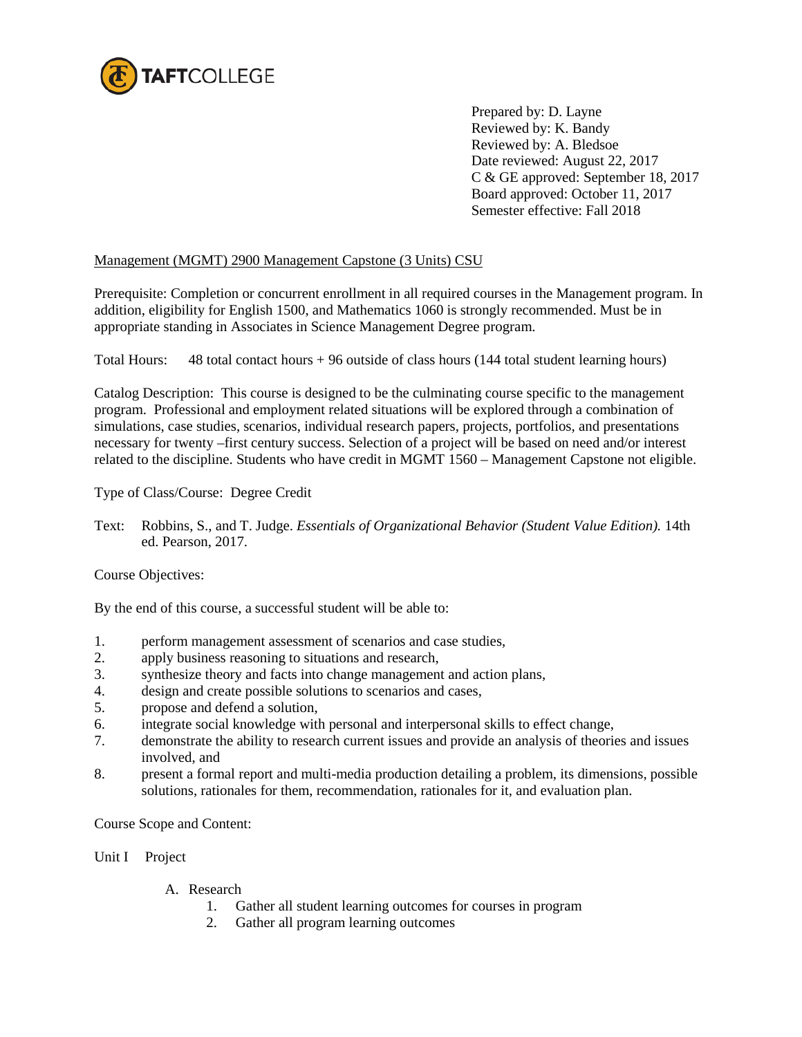TAFTCOLLEGE

Prepared by: D. Layne
Reviewed by: K. Bandy
Reviewed by: A. Bledsoe
Date reviewed: August 22, 2017
C & GE approved: September 18, 2017
Board approved: October 11, 2017
Semester effective: Fall 2018

Management (MGMT) 2900 Management Capstone (3 Units) CSU

Prerequisite: Completion or concurrent enrollment in all required courses in the Management program. In addition, eligibility for English 1500, and Mathematics 1060 is strongly recommended. Must be in appropriate standing in Associates in Science Management Degree program.

Total Hours: 48 total contact hours + 96 outside of class hours (144 total student learning hours)

Catalog Description: This course is designed to be the culminating course specific to the management program. Professional and employment related situations will be explored through a combination of simulations, case studies, scenarios, individual research papers, projects, portfolios, and presentations necessary for twenty –first century success. Selection of a project will be based on need and/or interest related to the discipline. Students who have credit in MGMT 1560 – Management Capstone not eligible.

Type of Class/Course: Degree Credit

Text: Robbins, S., and T. Judge. *Essentials of Organizational Behavior (Student Value Edition).* 14th ed. Pearson, 2017.

Course Objectives:

By the end of this course, a successful student will be able to:

1. perform management assessment of scenarios and case studies,
2. apply business reasoning to situations and research,
3. synthesize theory and facts into change management and action plans,
4. design and create possible solutions to scenarios and cases,
5. propose and defend a solution,
6. integrate social knowledge with personal and interpersonal skills to effect change,
7. demonstrate the ability to research current issues and provide an analysis of theories and issues involved, and
8. present a formal report and multi-media production detailing a problem, its dimensions, possible solutions, rationales for them, recommendation, rationales for it, and evaluation plan.

Course Scope and Content:

Unit I Project

A. Research
   1. Gather all student learning outcomes for courses in program
   2. Gather all program learning outcomes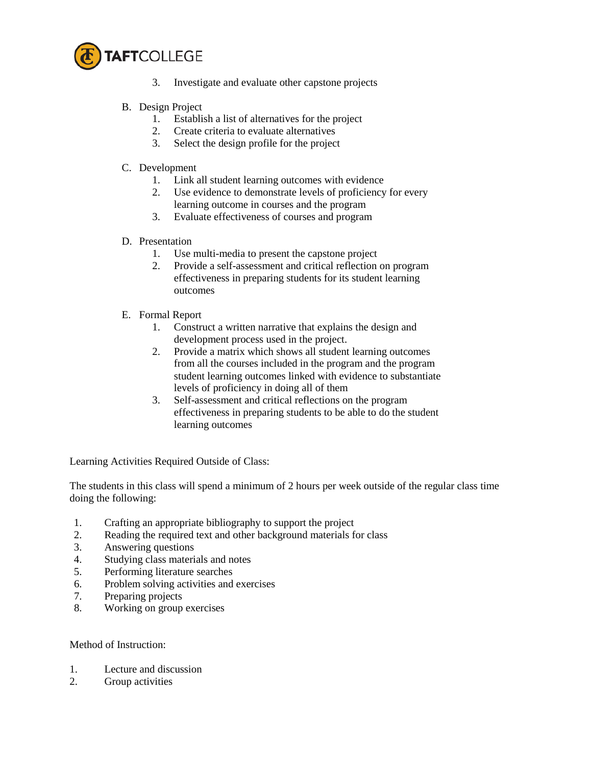3. Investigate and evaluate other capstone projects

B. Design Project
   1. Establish a list of alternatives for the project
   2. Create criteria to evaluate alternatives
   3. Select the design profile for the project

C. Development
   1. Link all student learning outcomes with evidence
   2. Use evidence to demonstrate levels of proficiency for every learning outcome in courses and the program
   3. Evaluate effectiveness of courses and program

D. Presentation
   1. Use multi-media to present the capstone project
   2. Provide a self-assessment and critical reflection on program effectiveness in preparing students for its student learning outcomes

E. Formal Report
   1. Construct a written narrative that explains the design and development process used in the project.
   2. Provide a matrix which shows all student learning outcomes from all the courses included in the program and the program student learning outcomes linked with evidence to substantiate levels of proficiency in doing all of them
   3. Self-assessment and critical reflections on the program effectiveness in preparing students to be able to do the student learning outcomes

Learning Activities Required Outside of Class:

The students in this class will spend a minimum of 2 hours per week outside of the regular class time doing the following:

1. Crafting an appropriate bibliography to support the project
2. Reading the required text and other background materials for class
3. Answering questions
4. Studying class materials and notes
5. Performing literature searches
6. Problem solving activities and exercises
7. Preparing projects
8. Working on group exercises

Method of Instruction:

1. Lecture and discussion
2. Group activities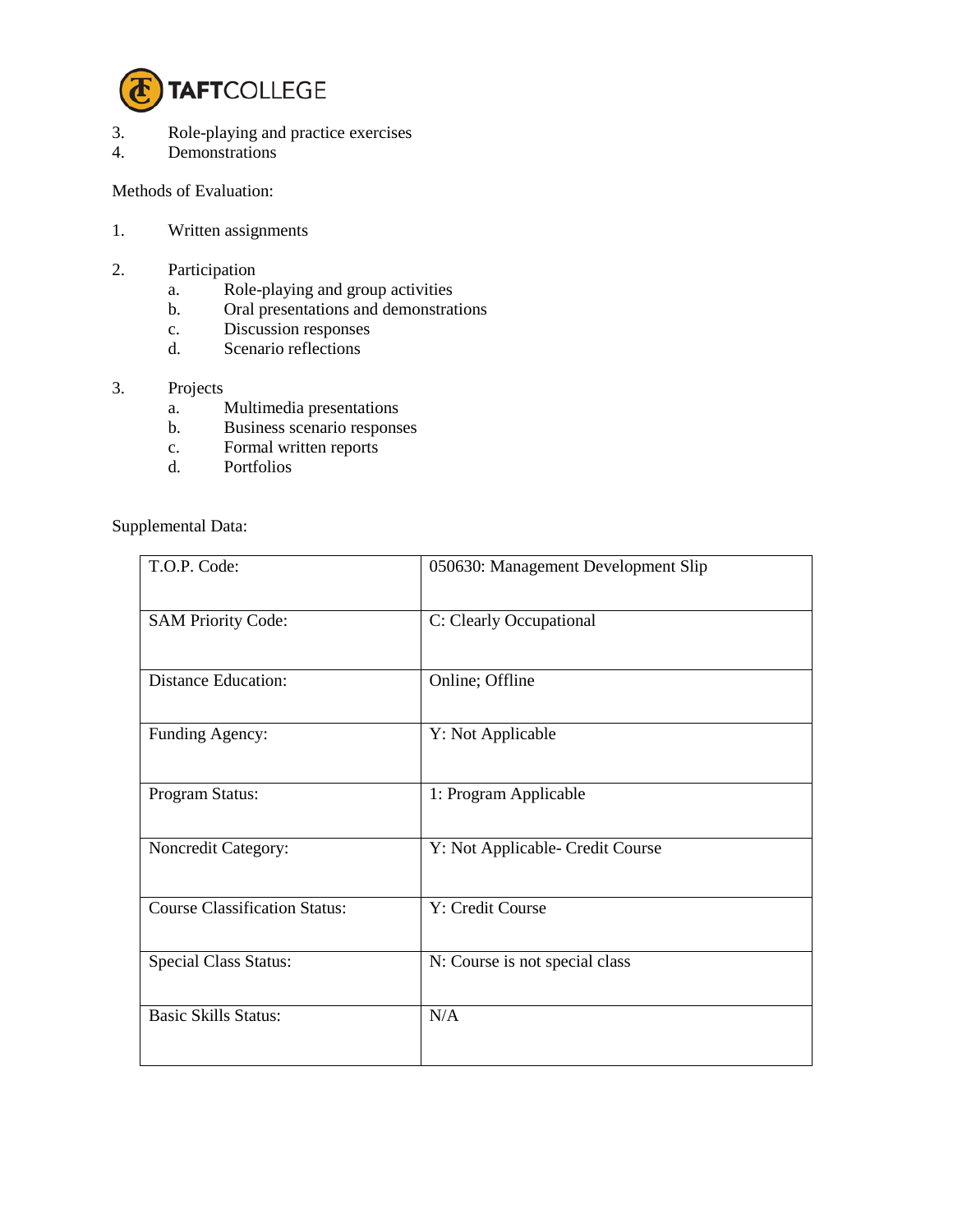3. Role-playing and practice exercises
4. Demonstrations

Methods of Evaluation:

1. Written assignments

2. Participation
    a. Role-playing and group activities
    b. Oral presentations and demonstrations
    c. Discussion responses
    d. Scenario reflections

3. Projects
    a. Multimedia presentations
    b. Business scenario responses
    c. Formal written reports
    d. Portfolios

Supplemental Data:

| | |
|---|---|
| T.O.P. Code: | 050630: Management Development Slip |
| SAM Priority Code: | C: Clearly Occupational |
| Distance Education: | Online; Offline |
| Funding Agency: | Y: Not Applicable |
| Program Status: | 1: Program Applicable |
| Noncredit Category: | Y: Not Applicable- Credit Course |
| Course Classification Status: | Y: Credit Course |
| Special Class Status: | N: Course is not special class |
| Basic Skills Status: | N/A |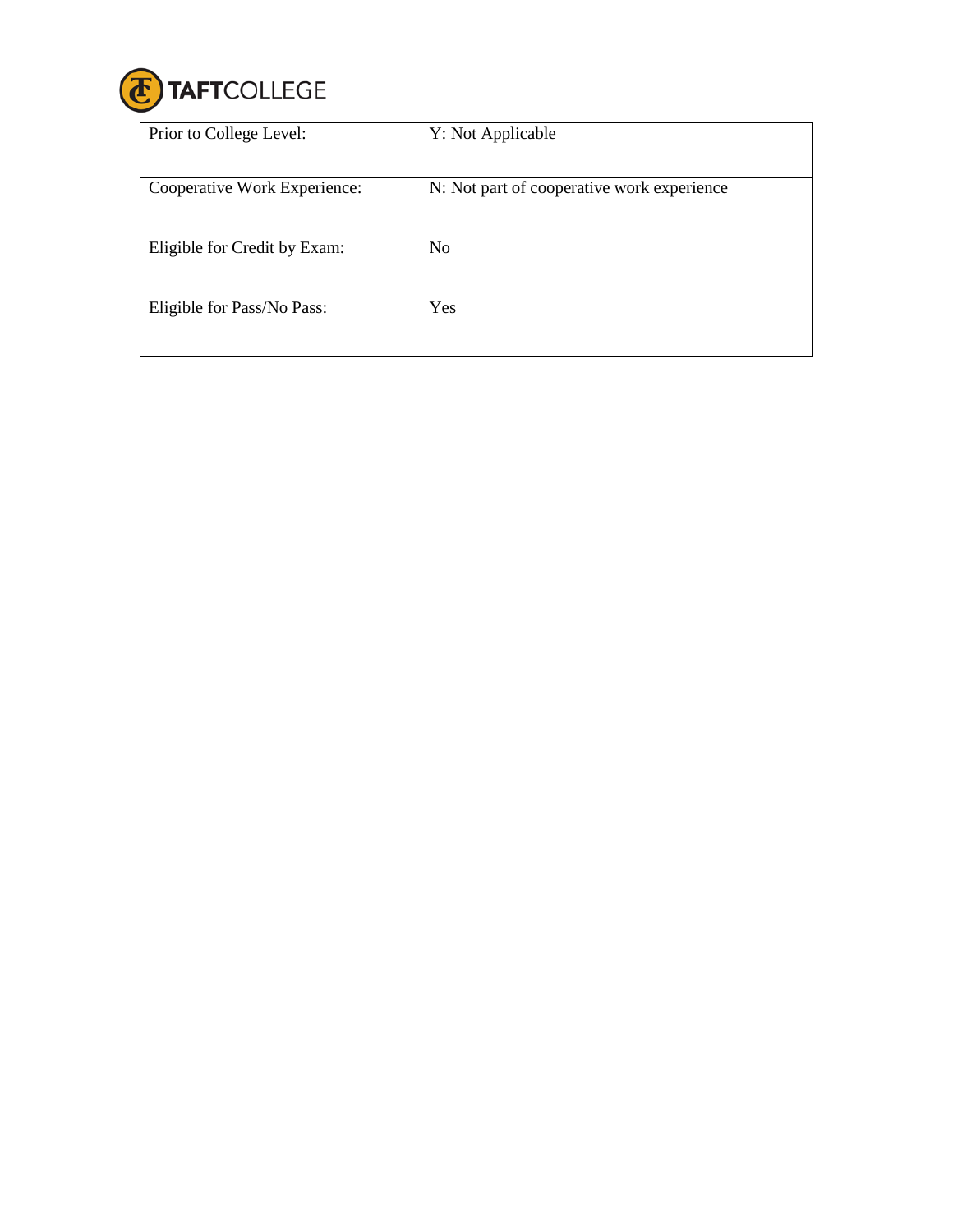| | |
|---|---|
| Prior to College Level: | Y: Not Applicable |
| Cooperative Work Experience: | N: Not part of cooperative work experience |
| Eligible for Credit by Exam: | No |
| Eligible for Pass/No Pass: | Yes |